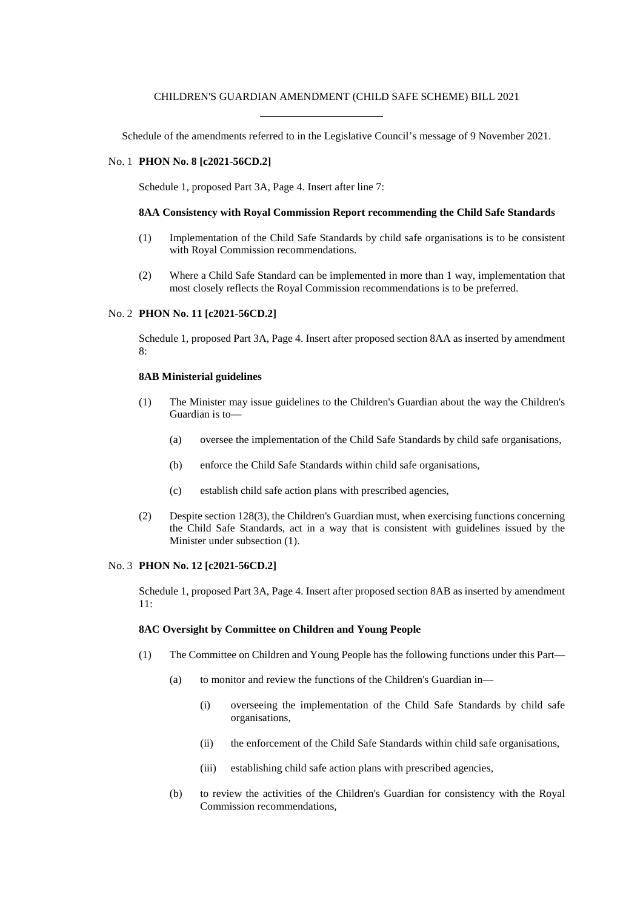CHILDREN'S GUARDIAN AMENDMENT (CHILD SAFE SCHEME) BILL 2021

---

Schedule of the amendments referred to in the Legislative Council's message of 9 November 2021.

No. 1 **PHON No. 8 [c2021-56CD.2]**

Schedule 1, proposed Part 3A, Page 4. Insert after line 7:

**8AA Consistency with Royal Commission Report recommending the Child Safe Standards**

(1) Implementation of the Child Safe Standards by child safe organisations is to be consistent with Royal Commission recommendations.

(2) Where a Child Safe Standard can be implemented in more than 1 way, implementation that most closely reflects the Royal Commission recommendations is to be preferred.

No. 2 **PHON No. 11 [c2021-56CD.2]**

Schedule 1, proposed Part 3A, Page 4. Insert after proposed section 8AA as inserted by amendment 8:

**8AB Ministerial guidelines**

(1) The Minister may issue guidelines to the Children's Guardian about the way the Children's Guardian is to—

(a) oversee the implementation of the Child Safe Standards by child safe organisations,

(b) enforce the Child Safe Standards within child safe organisations,

(c) establish child safe action plans with prescribed agencies,

(2) Despite section 128(3), the Children's Guardian must, when exercising functions concerning the Child Safe Standards, act in a way that is consistent with guidelines issued by the Minister under subsection (1).

No. 3 **PHON No. 12 [c2021-56CD.2]**

Schedule 1, proposed Part 3A, Page 4. Insert after proposed section 8AB as inserted by amendment 11:

**8AC Oversight by Committee on Children and Young People**

(1) The Committee on Children and Young People has the following functions under this Part—

(a) to monitor and review the functions of the Children's Guardian in—

(i) overseeing the implementation of the Child Safe Standards by child safe organisations,

(ii) the enforcement of the Child Safe Standards within child safe organisations,

(iii) establishing child safe action plans with prescribed agencies,

(b) to review the activities of the Children's Guardian for consistency with the Royal Commission recommendations,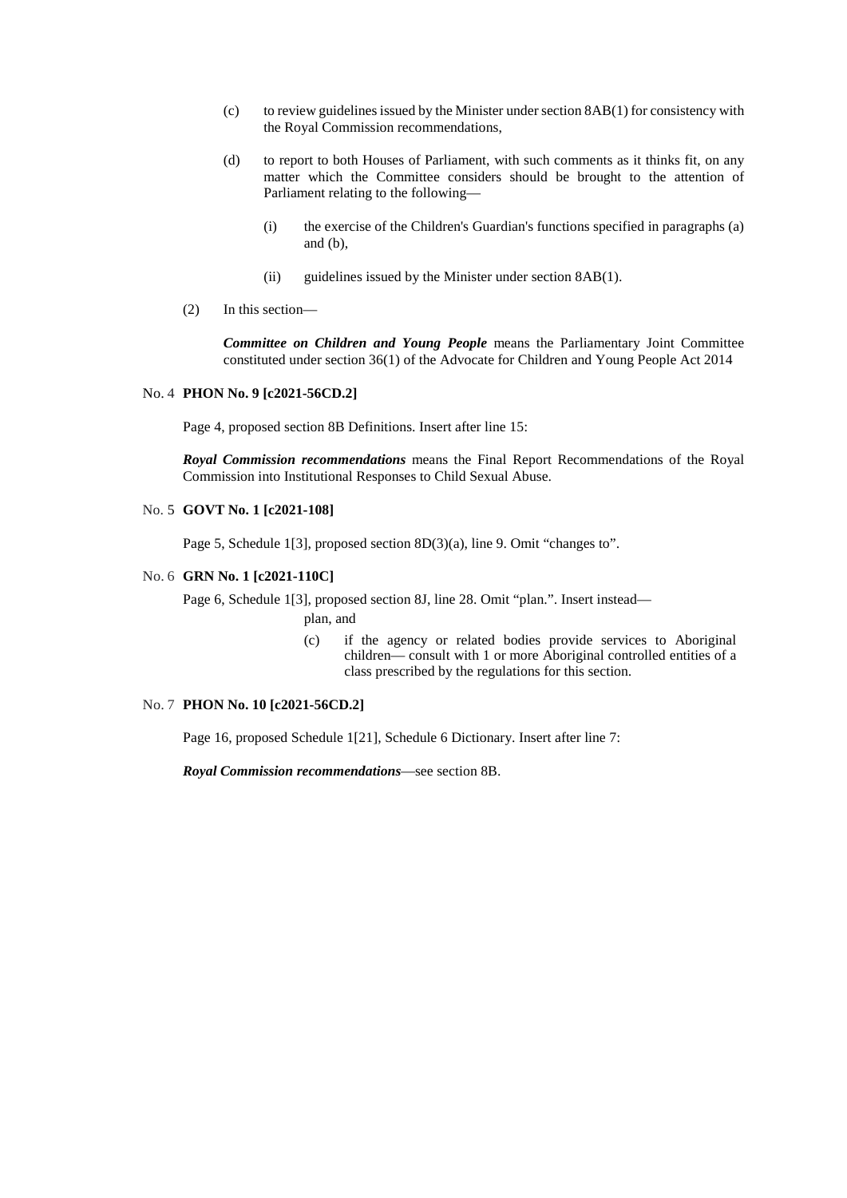(c) to review guidelines issued by the Minister under section 8AB(1) for consistency with the Royal Commission recommendations,

(d) to report to both Houses of Parliament, with such comments as it thinks fit, on any matter which the Committee considers should be brought to the attention of Parliament relating to the following—

(i) the exercise of the Children's Guardian's functions specified in paragraphs (a) and (b),

(ii) guidelines issued by the Minister under section 8AB(1).

(2) In this section—

***Committee on Children and Young People*** means the Parliamentary Joint Committee constituted under section 36(1) of the Advocate for Children and Young People Act 2014

No. 4 **PHON No. 9 [c2021-56CD.2]**

Page 4, proposed section 8B Definitions. Insert after line 15:

***Royal Commission recommendations*** means the Final Report Recommendations of the Royal Commission into Institutional Responses to Child Sexual Abuse.

No. 5 **GOVT No. 1 [c2021-108]**

Page 5, Schedule 1[3], proposed section 8D(3)(a), line 9. Omit "changes to".

No. 6 **GRN No. 1 [c2021-110C]**

Page 6, Schedule 1[3], proposed section 8J, line 28. Omit "plan.". Insert instead—

plan, and

(c) if the agency or related bodies provide services to Aboriginal children— consult with 1 or more Aboriginal controlled entities of a class prescribed by the regulations for this section.

No. 7 **PHON No. 10 [c2021-56CD.2]**

Page 16, proposed Schedule 1[21], Schedule 6 Dictionary. Insert after line 7:

***Royal Commission recommendations***—see section 8B.